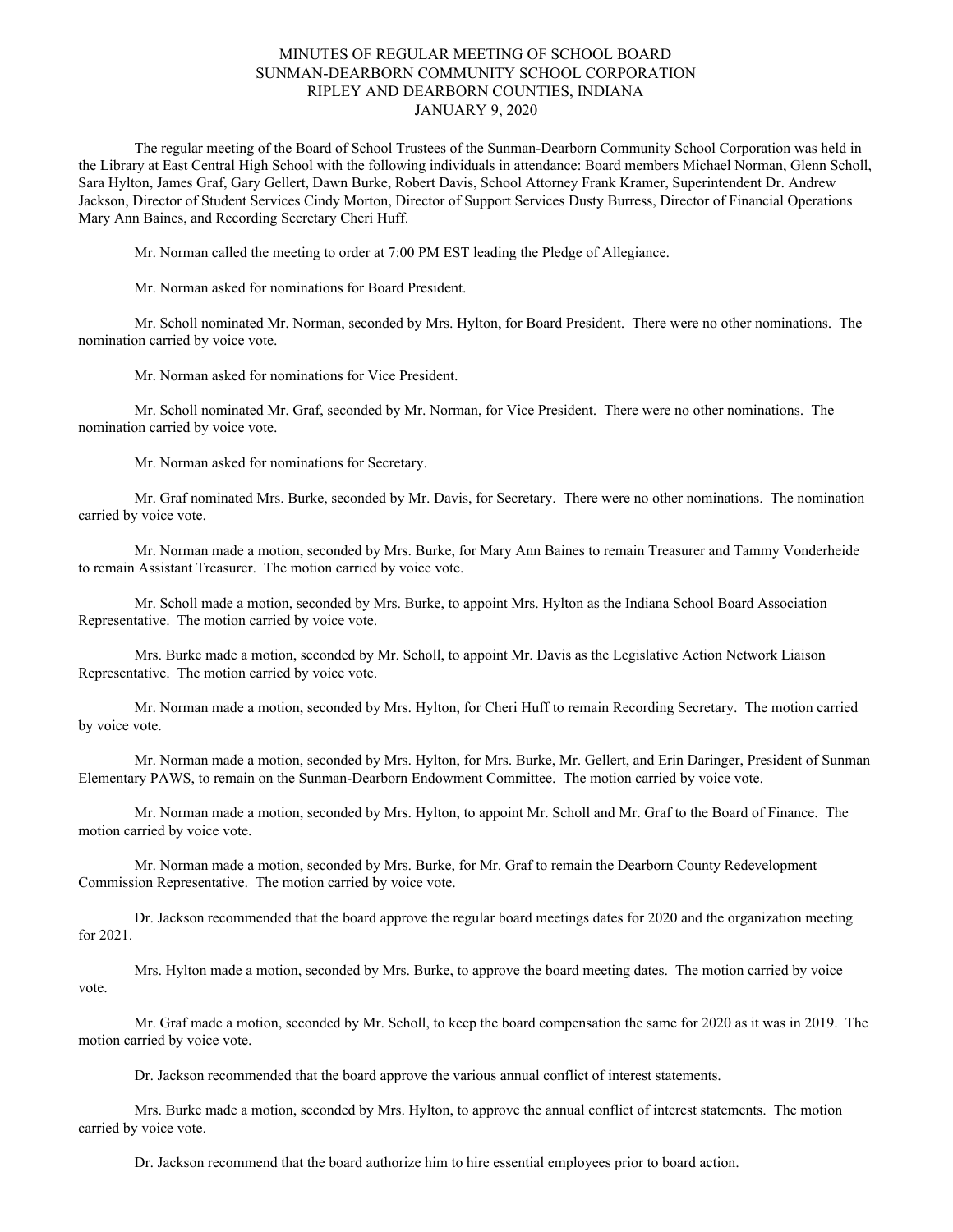# MINUTES OF REGULAR MEETING OF SCHOOL BOARD
# SUNMAN-DEARBORN COMMUNITY SCHOOL CORPORATION
# RIPLEY AND DEARBORN COUNTIES, INDIANA
# JANUARY 9, 2020

The regular meeting of the Board of School Trustees of the Sunman-Dearborn Community School Corporation was held in the Library at East Central High School with the following individuals in attendance: Board members Michael Norman, Glenn Scholl, Sara Hylton, James Graf, Gary Gellert, Dawn Burke, Robert Davis, School Attorney Frank Kramer, Superintendent Dr. Andrew Jackson, Director of Student Services Cindy Morton, Director of Support Services Dusty Burress, Director of Financial Operations Mary Ann Baines, and Recording Secretary Cheri Huff.

Mr. Norman called the meeting to order at 7:00 PM EST leading the Pledge of Allegiance.

Mr. Norman asked for nominations for Board President.

Mr. Scholl nominated Mr. Norman, seconded by Mrs. Hylton, for Board President. There were no other nominations. The nomination carried by voice vote.

Mr. Norman asked for nominations for Vice President.

Mr. Scholl nominated Mr. Graf, seconded by Mr. Norman, for Vice President. There were no other nominations. The nomination carried by voice vote.

Mr. Norman asked for nominations for Secretary.

Mr. Graf nominated Mrs. Burke, seconded by Mr. Davis, for Secretary. There were no other nominations. The nomination carried by voice vote.

Mr. Norman made a motion, seconded by Mrs. Burke, for Mary Ann Baines to remain Treasurer and Tammy Vonderheide to remain Assistant Treasurer. The motion carried by voice vote.

Mr. Scholl made a motion, seconded by Mrs. Burke, to appoint Mrs. Hylton as the Indiana School Board Association Representative. The motion carried by voice vote.

Mrs. Burke made a motion, seconded by Mr. Scholl, to appoint Mr. Davis as the Legislative Action Network Liaison Representative. The motion carried by voice vote.

Mr. Norman made a motion, seconded by Mrs. Hylton, for Cheri Huff to remain Recording Secretary. The motion carried by voice vote.

Mr. Norman made a motion, seconded by Mrs. Hylton, for Mrs. Burke, Mr. Gellert, and Erin Daringer, President of Sunman Elementary PAWS, to remain on the Sunman-Dearborn Endowment Committee. The motion carried by voice vote.

Mr. Norman made a motion, seconded by Mrs. Hylton, to appoint Mr. Scholl and Mr. Graf to the Board of Finance. The motion carried by voice vote.

Mr. Norman made a motion, seconded by Mrs. Burke, for Mr. Graf to remain the Dearborn County Redevelopment Commission Representative. The motion carried by voice vote.

Dr. Jackson recommended that the board approve the regular board meetings dates for 2020 and the organization meeting for 2021.

Mrs. Hylton made a motion, seconded by Mrs. Burke, to approve the board meeting dates. The motion carried by voice vote.

Mr. Graf made a motion, seconded by Mr. Scholl, to keep the board compensation the same for 2020 as it was in 2019. The motion carried by voice vote.

Dr. Jackson recommended that the board approve the various annual conflict of interest statements.

Mrs. Burke made a motion, seconded by Mrs. Hylton, to approve the annual conflict of interest statements. The motion carried by voice vote.

Dr. Jackson recommend that the board authorize him to hire essential employees prior to board action.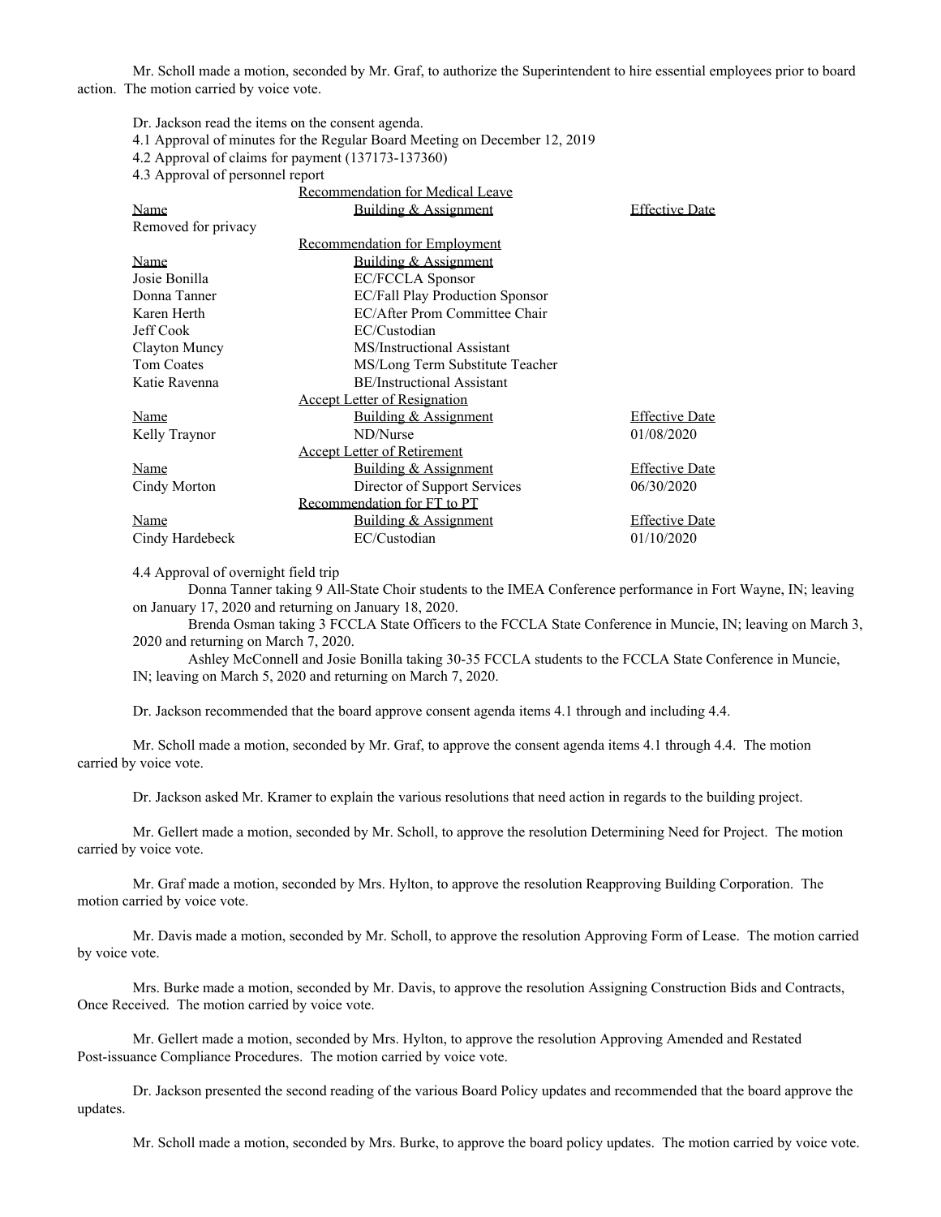Mr. Scholl made a motion, seconded by Mr. Graf, to authorize the Superintendent to hire essential employees prior to board action. The motion carried by voice vote.

Dr. Jackson read the items on the consent agenda.

4.1 Approval of minutes for the Regular Board Meeting on December 12, 2019

4.2 Approval of claims for payment (137173-137360)

4.3 Approval of personnel report

| | Recommendation for Medical Leave | |
|---|---|---|
| Name | Building & Assignment | Effective Date |
| Removed for privacy | | |
| | Recommendation for Employment | |
| Name | Building & Assignment | |
| Josie Bonilla | EC/FCCLA Sponsor | |
| Donna Tanner | EC/Fall Play Production Sponsor | |
| Karen Herth | EC/After Prom Committee Chair | |
| Jeff Cook | EC/Custodian | |
| Clayton Muncy | MS/Instructional Assistant | |
| Tom Coates | MS/Long Term Substitute Teacher | |
| Katie Ravenna | BE/Instructional Assistant | |
| | Accept Letter of Resignation | |
| Name | Building & Assignment | Effective Date |
| Kelly Traynor | ND/Nurse | 01/08/2020 |
| | Accept Letter of Retirement | |
| Name | Building & Assignment | Effective Date |
| Cindy Morton | Director of Support Services | 06/30/2020 |
| | Recommendation for FT to PT | |
| Name | Building & Assignment | Effective Date |
| Cindy Hardebeck | EC/Custodian | 01/10/2020 |

4.4 Approval of overnight field trip

Donna Tanner taking 9 All-State Choir students to the IMEA Conference performance in Fort Wayne, IN; leaving on January 17, 2020 and returning on January 18, 2020.

Brenda Osman taking 3 FCCLA State Officers to the FCCLA State Conference in Muncie, IN; leaving on March 3, 2020 and returning on March 7, 2020.

Ashley McConnell and Josie Bonilla taking 30-35 FCCLA students to the FCCLA State Conference in Muncie, IN; leaving on March 5, 2020 and returning on March 7, 2020.

Dr. Jackson recommended that the board approve consent agenda items 4.1 through and including 4.4.

Mr. Scholl made a motion, seconded by Mr. Graf, to approve the consent agenda items 4.1 through 4.4. The motion carried by voice vote.

Dr. Jackson asked Mr. Kramer to explain the various resolutions that need action in regards to the building project.

Mr. Gellert made a motion, seconded by Mr. Scholl, to approve the resolution Determining Need for Project. The motion carried by voice vote.

Mr. Graf made a motion, seconded by Mrs. Hylton, to approve the resolution Reapproving Building Corporation. The motion carried by voice vote.

Mr. Davis made a motion, seconded by Mr. Scholl, to approve the resolution Approving Form of Lease. The motion carried by voice vote.

Mrs. Burke made a motion, seconded by Mr. Davis, to approve the resolution Assigning Construction Bids and Contracts, Once Received. The motion carried by voice vote.

Mr. Gellert made a motion, seconded by Mrs. Hylton, to approve the resolution Approving Amended and Restated Post-issuance Compliance Procedures. The motion carried by voice vote.

Dr. Jackson presented the second reading of the various Board Policy updates and recommended that the board approve the updates.

Mr. Scholl made a motion, seconded by Mrs. Burke, to approve the board policy updates. The motion carried by voice vote.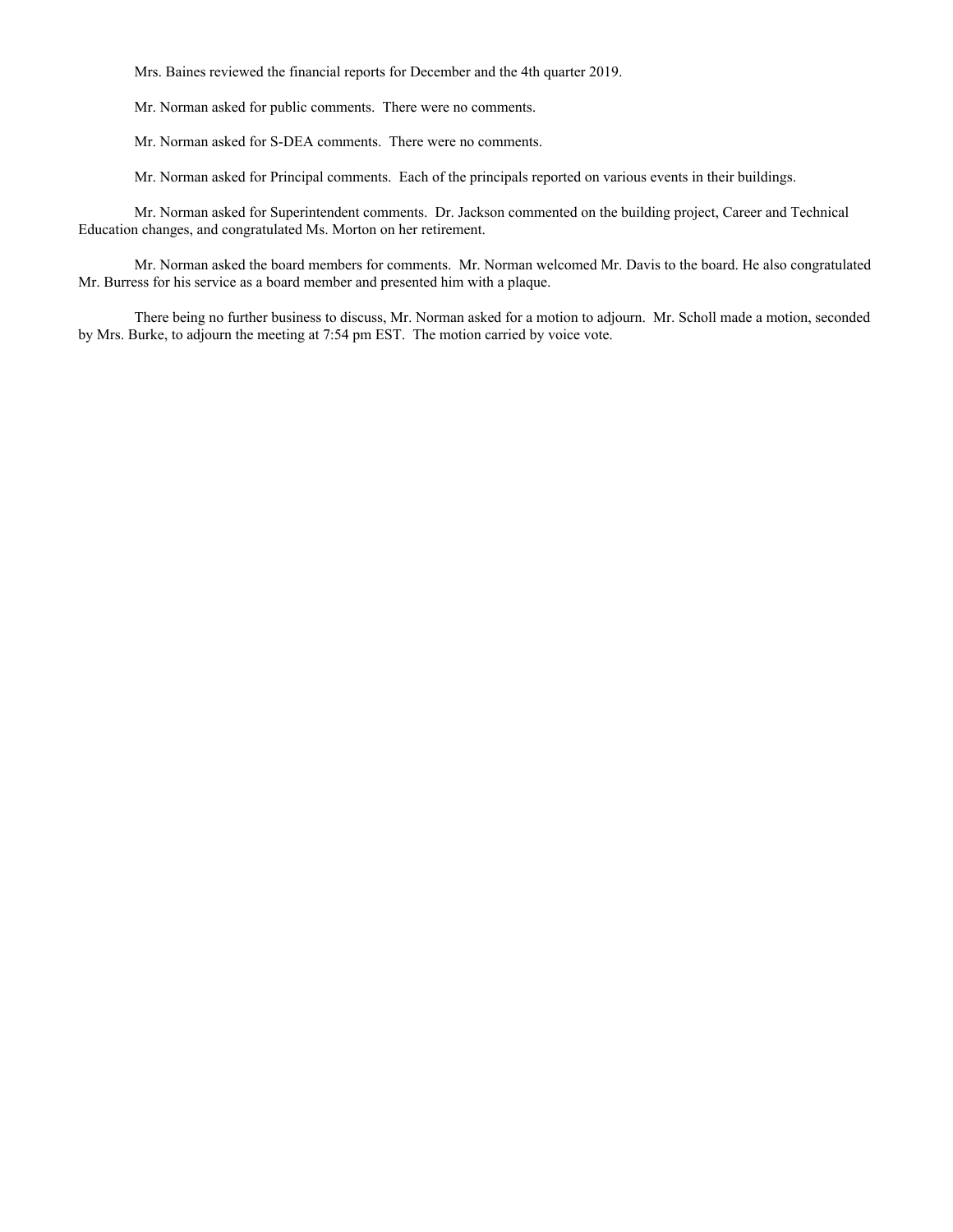Mrs. Baines reviewed the financial reports for December and the 4th quarter 2019.

Mr. Norman asked for public comments. There were no comments.

Mr. Norman asked for S-DEA comments. There were no comments.

Mr. Norman asked for Principal comments. Each of the principals reported on various events in their buildings.

Mr. Norman asked for Superintendent comments. Dr. Jackson commented on the building project, Career and Technical Education changes, and congratulated Ms. Morton on her retirement.

Mr. Norman asked the board members for comments. Mr. Norman welcomed Mr. Davis to the board. He also congratulated Mr. Burress for his service as a board member and presented him with a plaque.

There being no further business to discuss, Mr. Norman asked for a motion to adjourn. Mr. Scholl made a motion, seconded by Mrs. Burke, to adjourn the meeting at 7:54 pm EST. The motion carried by voice vote.